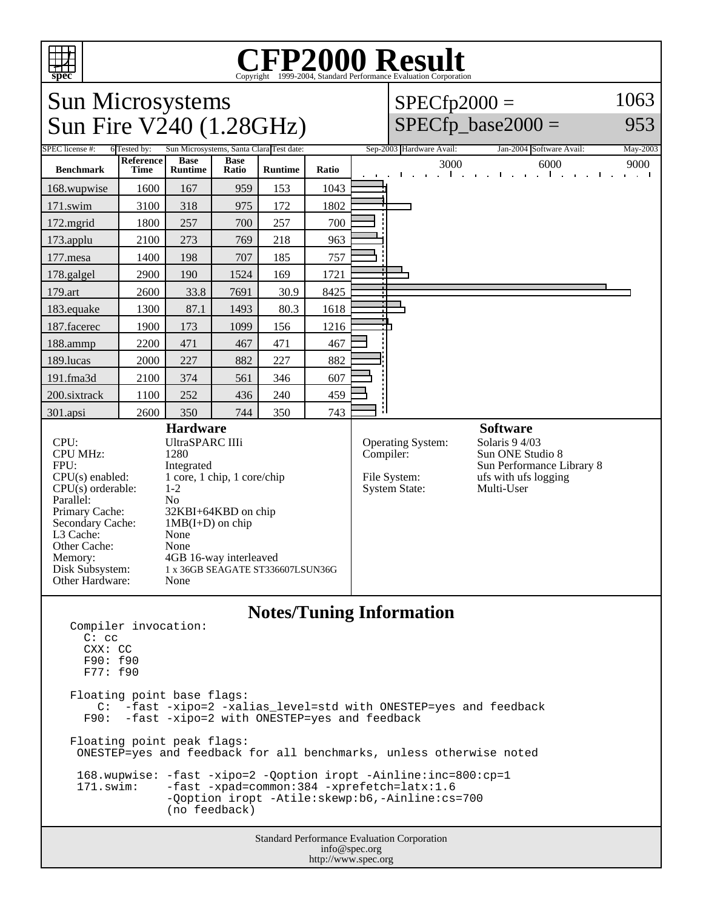# CFP2000 Result

Copyright 1999-2004, Standard Performance Evaluation Corporation

## Sun Microsystems
## Sun Fire V240 (1.28GHz)

SPECfp2000 = 1063
SPECfp_base2000 = 953

SPEC license #: 6 | Tested by: Sun Microsystems, Santa Clara | Test date: Sep-2003 | Hardware Avail: Jan-2004 | Software Avail: May-2003

| Benchmark | Reference Time | Base Runtime | Base Ratio | Runtime | Ratio |
|---|---|---|---|---|---|
| 168.wupwise | 1600 | 167 | 959 | 153 | 1043 |
| 171.swim | 3100 | 318 | 975 | 172 | 1802 |
| 172.mgrid | 1800 | 257 | 700 | 257 | 700 |
| 173.applu | 2100 | 273 | 769 | 218 | 963 |
| 177.mesa | 1400 | 198 | 707 | 185 | 757 |
| 178.galgel | 2900 | 190 | 1524 | 169 | 1721 |
| 179.art | 2600 | 33.8 | 7691 | 30.9 | 8425 |
| 183.equake | 1300 | 87.1 | 1493 | 80.3 | 1618 |
| 187.facerec | 1900 | 173 | 1099 | 156 | 1216 |
| 188.ammp | 2200 | 471 | 467 | 471 | 467 |
| 189.lucas | 2000 | 227 | 882 | 227 | 882 |
| 191.fma3d | 2100 | 374 | 561 | 346 | 607 |
| 200.sixtrack | 1100 | 252 | 436 | 240 | 459 |
| 301.apsi | 2600 | 350 | 744 | 350 | 743 |

### Hardware

| | |
|---|---|
| CPU: | UltraSPARC IIIi |
| CPU MHz: | 1280 |
| FPU: | Integrated |
| CPU(s) enabled: | 1 core, 1 chip, 1 core/chip |
| CPU(s) orderable: | 1-2 |
| Parallel: | No |
| Primary Cache: | 32KBI+64KBD on chip |
| Secondary Cache: | 1MB(I+D) on chip |
| L3 Cache: | None |
| Other Cache: | None |
| Memory: | 4GB 16-way interleaved |
| Disk Subsystem: | 1 x 36GB SEAGATE ST336607LSUN36G |
| Other Hardware: | None |

### Software

| | |
|---|---|
| Operating System: | Solaris 9 4/03 |
| Compiler: | Sun ONE Studio 8<br>Sun Performance Library 8 |
| File System: | ufs with ufs logging |
| System State: | Multi-User |

### Notes/Tuning Information

```
Compiler invocation:
  C: cc
  CXX: CC
  F90: f90
  F77: f90

Floating point base flags:
    C:  -fast -xipo=2 -xalias_level=std with ONESTEP=yes and feedback
  F90:  -fast -xipo=2 with ONESTEP=yes and feedback

Floating point peak flags:
 ONESTEP=yes and feedback for all benchmarks, unless otherwise noted

 168.wupwise: -fast -xipo=2 -Qoption iropt -Ainline:inc=800:cp=1
 171.swim:    -fast -xpad=common:384 -xprefetch=latx:1.6
              -Qoption iropt -Atile:skewp:b6,-Ainline:cs=700
              (no feedback)
```

Standard Performance Evaluation Corporation
info@spec.org
http://www.spec.org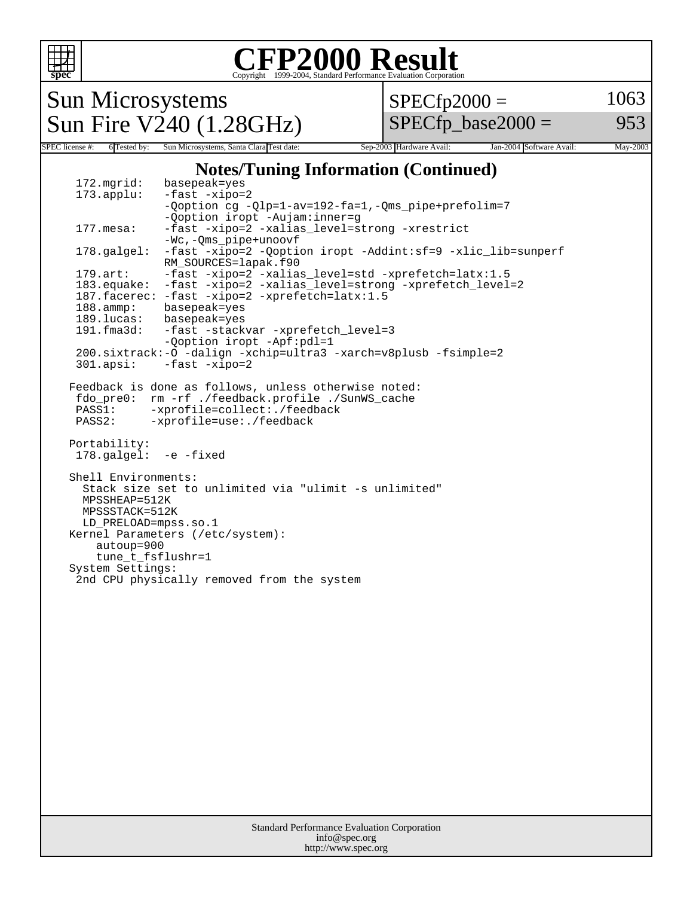# CFP2000 Result

Copyright 1999-2004, Standard Performance Evaluation Corporation

## Sun Microsystems
## Sun Fire V240 (1.28GHz)

| | |
|---|---|
| SPECfp2000 = | 1063 |
| SPECfp_base2000 = | 953 |

| SPEC license #: | 6 | Tested by: | Sun Microsystems, Santa Clara | Test date: | Sep-2003 | Hardware Avail: | Jan-2004 | Software Avail: | May-2003 |
|---|---|---|---|---|---|---|---|---|---|

### Notes/Tuning Information (Continued)

```
  172.mgrid:   basepeak=yes
  173.applu:   -fast -xipo=2
               -Qoption cg -Qlp=1-av=192-fa=1,-Qms_pipe+prefolim=7
               -Qoption iropt -Aujam:inner=g
  177.mesa:    -fast -xipo=2 -xalias_level=strong -xrestrict
               -Wc,-Qms_pipe+unoovf
  178.galgel:  -fast -xipo=2 -Qoption iropt -Addint:sf=9 -xlic_lib=sunperf
               RM_SOURCES=lapak.f90
  179.art:     -fast -xipo=2 -xalias_level=std -xprefetch=latx:1.5
  183.equake:  -fast -xipo=2 -xalias_level=strong -xprefetch_level=2
  187.facerec: -fast -xipo=2 -xprefetch=latx:1.5
  188.ammp:    basepeak=yes
  189.lucas:   basepeak=yes
  191.fma3d:   -fast -stackvar -xprefetch_level=3
               -Qoption iropt -Apf:pdl=1
  200.sixtrack:-O -dalign -xchip=ultra3 -xarch=v8plusb -fsimple=2
  301.apsi:    -fast -xipo=2

Feedback is done as follows, unless otherwise noted:
  fdo_pre0:  rm -rf ./feedback.profile ./SunWS_cache
  PASS1:     -xprofile=collect:./feedback
  PASS2:     -xprofile=use:./feedback

Portability:
  178.galgel:  -e -fixed

Shell Environments:
   Stack size set to unlimited via "ulimit -s unlimited"
   MPSSHEAP=512K
   MPSSSTACK=512K
   LD_PRELOAD=mpss.so.1
Kernel Parameters (/etc/system):
     autoup=900
     tune_t_fsflushr=1
System Settings:
  2nd CPU physically removed from the system
```

Standard Performance Evaluation Corporation
info@spec.org
http://www.spec.org